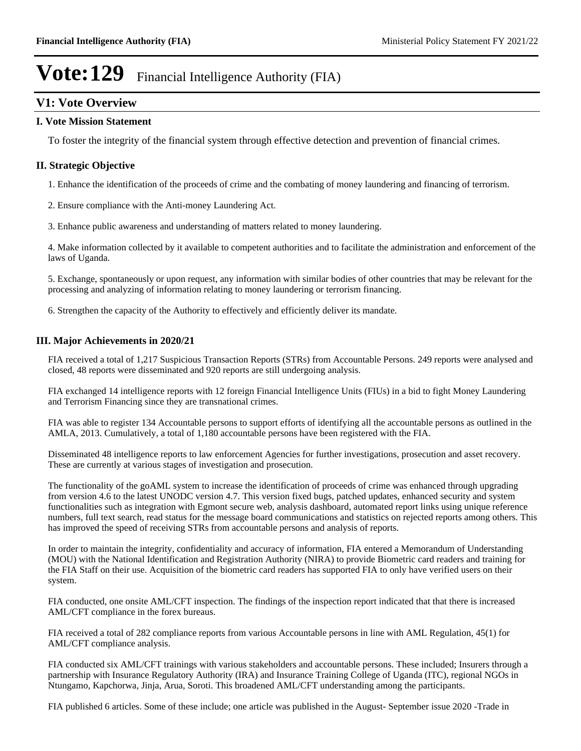# Vote:129 Financial Intelligence Authority (FIA)

## V1: Vote Overview

### I. Vote Mission Statement

To foster the integrity of the financial system through effective detection and prevention of financial crimes.

### II. Strategic Objective

1. Enhance the identification of the proceeds of crime and the combating of money laundering and financing of terrorism.

2. Ensure compliance with the Anti-money Laundering Act.

3. Enhance public awareness and understanding of matters related to money laundering.

4. Make information collected by it available to competent authorities and to facilitate the administration and enforcement of the laws of Uganda.

5. Exchange, spontaneously or upon request, any information with similar bodies of other countries that may be relevant for the processing and analyzing of information relating to money laundering or terrorism financing.

6. Strengthen the capacity of the Authority to effectively and efficiently deliver its mandate.

### III. Major Achievements in 2020/21

FIA received a total of 1,217 Suspicious Transaction Reports (STRs) from Accountable Persons. 249 reports were analysed and closed, 48 reports were disseminated and 920 reports are still undergoing analysis.

FIA exchanged 14 intelligence reports with 12 foreign Financial Intelligence Units (FIUs) in a bid to fight Money Laundering and Terrorism Financing since they are transnational crimes.

FIA was able to register 134 Accountable persons to support efforts of identifying all the accountable persons as outlined in the AMLA, 2013. Cumulatively, a total of 1,180 accountable persons have been registered with the FIA.

Disseminated 48 intelligence reports to law enforcement Agencies for further investigations, prosecution and asset recovery. These are currently at various stages of investigation and prosecution.

The functionality of the goAML system to increase the identification of proceeds of crime was enhanced through upgrading from version 4.6 to the latest UNODC version 4.7. This version fixed bugs, patched updates, enhanced security and system functionalities such as integration with Egmont secure web, analysis dashboard, automated report links using unique reference numbers, full text search, read status for the message board communications and statistics on rejected reports among others. This has improved the speed of receiving STRs from accountable persons and analysis of reports.

In order to maintain the integrity, confidentiality and accuracy of information, FIA entered a Memorandum of Understanding (MOU) with the National Identification and Registration Authority (NIRA) to provide Biometric card readers and training for the FIA Staff on their use. Acquisition of the biometric card readers has supported FIA to only have verified users on their system.

FIA conducted, one onsite AML/CFT inspection. The findings of the inspection report indicated that that there is increased AML/CFT compliance in the forex bureaus.

FIA received a total of 282 compliance reports from various Accountable persons in line with AML Regulation, 45(1) for AML/CFT compliance analysis.

FIA conducted six AML/CFT trainings with various stakeholders and accountable persons. These included; Insurers through a partnership with Insurance Regulatory Authority (IRA) and Insurance Training College of Uganda (ITC), regional NGOs in Ntungamo, Kapchorwa, Jinja, Arua, Soroti. This broadened AML/CFT understanding among the participants.

FIA published 6 articles. Some of these include; one article was published in the August- September issue 2020 -Trade in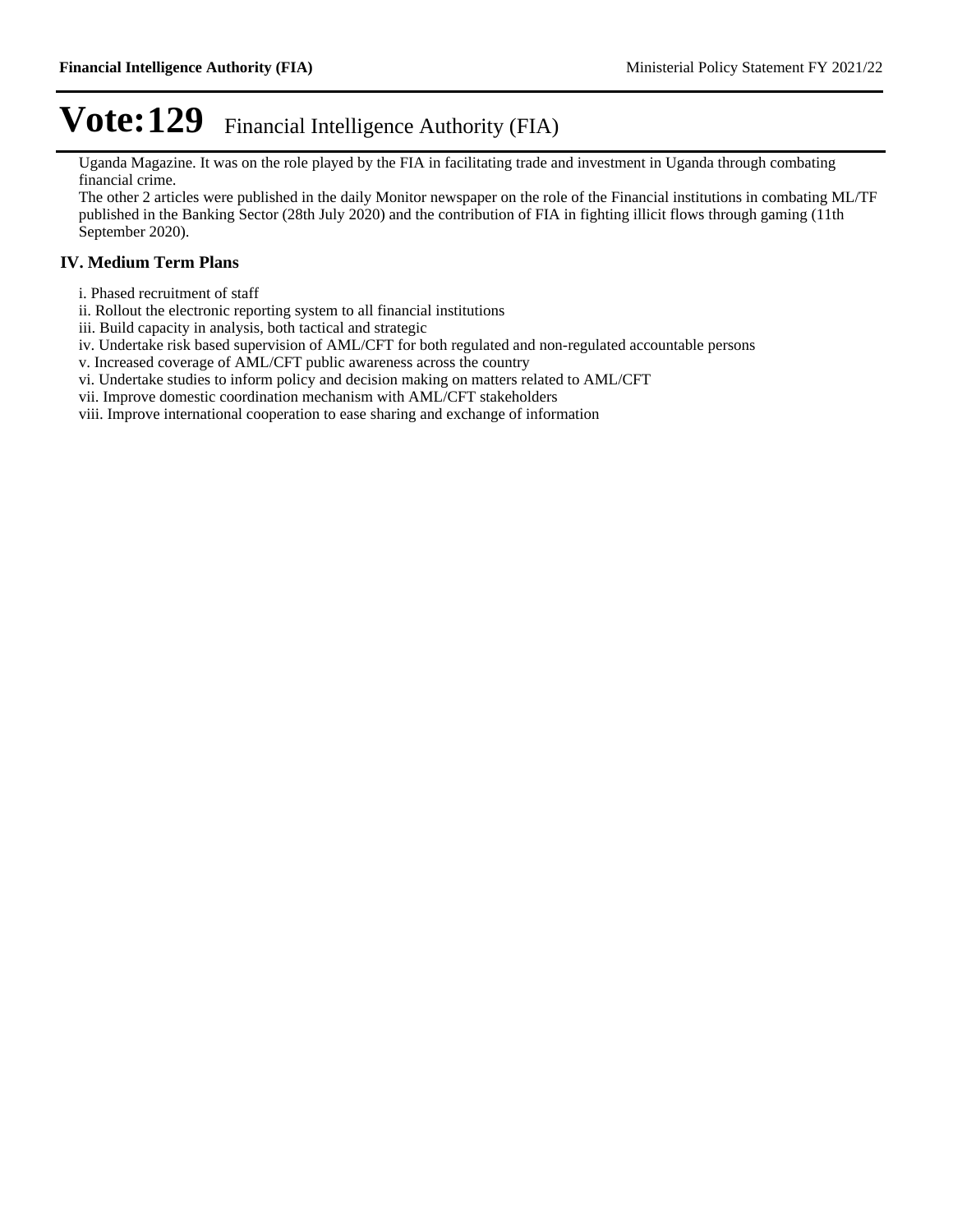# Vote:129 Financial Intelligence Authority (FIA)

Uganda Magazine. It was on the role played by the FIA in facilitating trade and investment in Uganda through combating financial crime.

The other 2 articles were published in the daily Monitor newspaper on the role of the Financial institutions in combating ML/TF published in the Banking Sector (28th July 2020) and the contribution of FIA in fighting illicit flows through gaming (11th September 2020).

## IV. Medium Term Plans

i. Phased recruitment of staff
ii. Rollout the electronic reporting system to all financial institutions
iii. Build capacity in analysis, both tactical and strategic
iv. Undertake risk based supervision of AML/CFT for both regulated and non-regulated accountable persons
v. Increased coverage of AML/CFT public awareness across the country
vi. Undertake studies to inform policy and decision making on matters related to AML/CFT
vii. Improve domestic coordination mechanism with AML/CFT stakeholders
viii. Improve international cooperation to ease sharing and exchange of information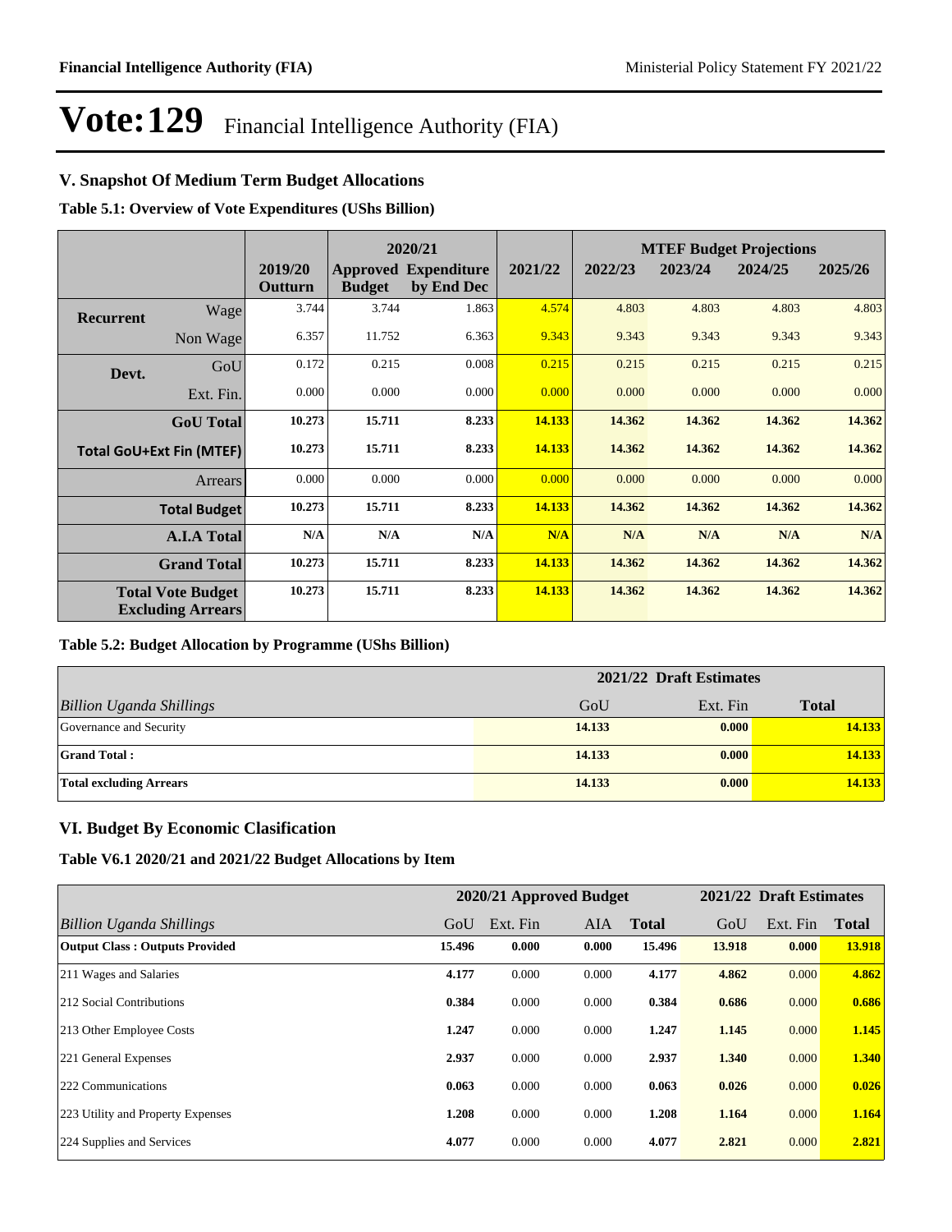# Vote:129 Financial Intelligence Authority (FIA)

## V. Snapshot Of Medium Term Budget Allocations

**Table 5.1: Overview of Vote Expenditures (UShs Billion)**

| | | | 2020/21 | | | MTEF Budget Projections | | | |
|---|---|---|---|---|---|---|---|---|---|
| | | 2019/20 Outturn | Approved Budget | Expenditure by End Dec | 2021/22 | 2022/23 | 2023/24 | 2024/25 | 2025/26 |
| **Recurrent** | Wage | 3.744 | 3.744 | 1.863 | 4.574 | 4.803 | 4.803 | 4.803 | 4.803 |
| | Non Wage | 6.357 | 11.752 | 6.363 | 9.343 | 9.343 | 9.343 | 9.343 | 9.343 |
| **Devt.** | GoU | 0.172 | 0.215 | 0.008 | 0.215 | 0.215 | 0.215 | 0.215 | 0.215 |
| | Ext. Fin. | 0.000 | 0.000 | 0.000 | 0.000 | 0.000 | 0.000 | 0.000 | 0.000 |
| | **GoU Total** | **10.273** | **15.711** | **8.233** | **14.133** | **14.362** | **14.362** | **14.362** | **14.362** |
| **Total GoU+Ext Fin (MTEF)** | | **10.273** | **15.711** | **8.233** | **14.133** | **14.362** | **14.362** | **14.362** | **14.362** |
| | Arrears | 0.000 | 0.000 | 0.000 | 0.000 | 0.000 | 0.000 | 0.000 | 0.000 |
| | **Total Budget** | **10.273** | **15.711** | **8.233** | **14.133** | **14.362** | **14.362** | **14.362** | **14.362** |
| | **A.I.A Total** | **N/A** | **N/A** | **N/A** | **N/A** | **N/A** | **N/A** | **N/A** | **N/A** |
| | **Grand Total** | **10.273** | **15.711** | **8.233** | **14.133** | **14.362** | **14.362** | **14.362** | **14.362** |
| | **Total Vote Budget Excluding Arrears** | **10.273** | **15.711** | **8.233** | **14.133** | **14.362** | **14.362** | **14.362** | **14.362** |

**Table 5.2: Budget Allocation by Programme (UShs Billion)**

| | 2021/22 Draft Estimates | | |
|---|---|---|---|
| *Billion Uganda Shillings* | GoU | Ext. Fin | **Total** |
| Governance and Security | **14.133** | **0.000** | **14.133** |
| **Grand Total :** | **14.133** | **0.000** | **14.133** |
| **Total excluding Arrears** | **14.133** | **0.000** | **14.133** |

## VI. Budget By Economic Clasification

**Table V6.1 2020/21 and 2021/22 Budget Allocations by Item**

| | 2020/21 Approved Budget | | | | 2021/22 Draft Estimates | | |
|---|---|---|---|---|---|---|---|
| *Billion Uganda Shillings* | GoU | Ext. Fin | AIA | **Total** | GoU | Ext. Fin | **Total** |
| **Output Class : Outputs Provided** | **15.496** | **0.000** | **0.000** | **15.496** | **13.918** | **0.000** | **13.918** |
| 211 Wages and Salaries | **4.177** | 0.000 | 0.000 | **4.177** | **4.862** | 0.000 | **4.862** |
| 212 Social Contributions | **0.384** | 0.000 | 0.000 | **0.384** | **0.686** | 0.000 | **0.686** |
| 213 Other Employee Costs | **1.247** | 0.000 | 0.000 | **1.247** | **1.145** | 0.000 | **1.145** |
| 221 General Expenses | **2.937** | 0.000 | 0.000 | **2.937** | **1.340** | 0.000 | **1.340** |
| 222 Communications | **0.063** | 0.000 | 0.000 | **0.063** | **0.026** | 0.000 | **0.026** |
| 223 Utility and Property Expenses | **1.208** | 0.000 | 0.000 | **1.208** | **1.164** | 0.000 | **1.164** |
| 224 Supplies and Services | **4.077** | 0.000 | 0.000 | **4.077** | **2.821** | 0.000 | **2.821** |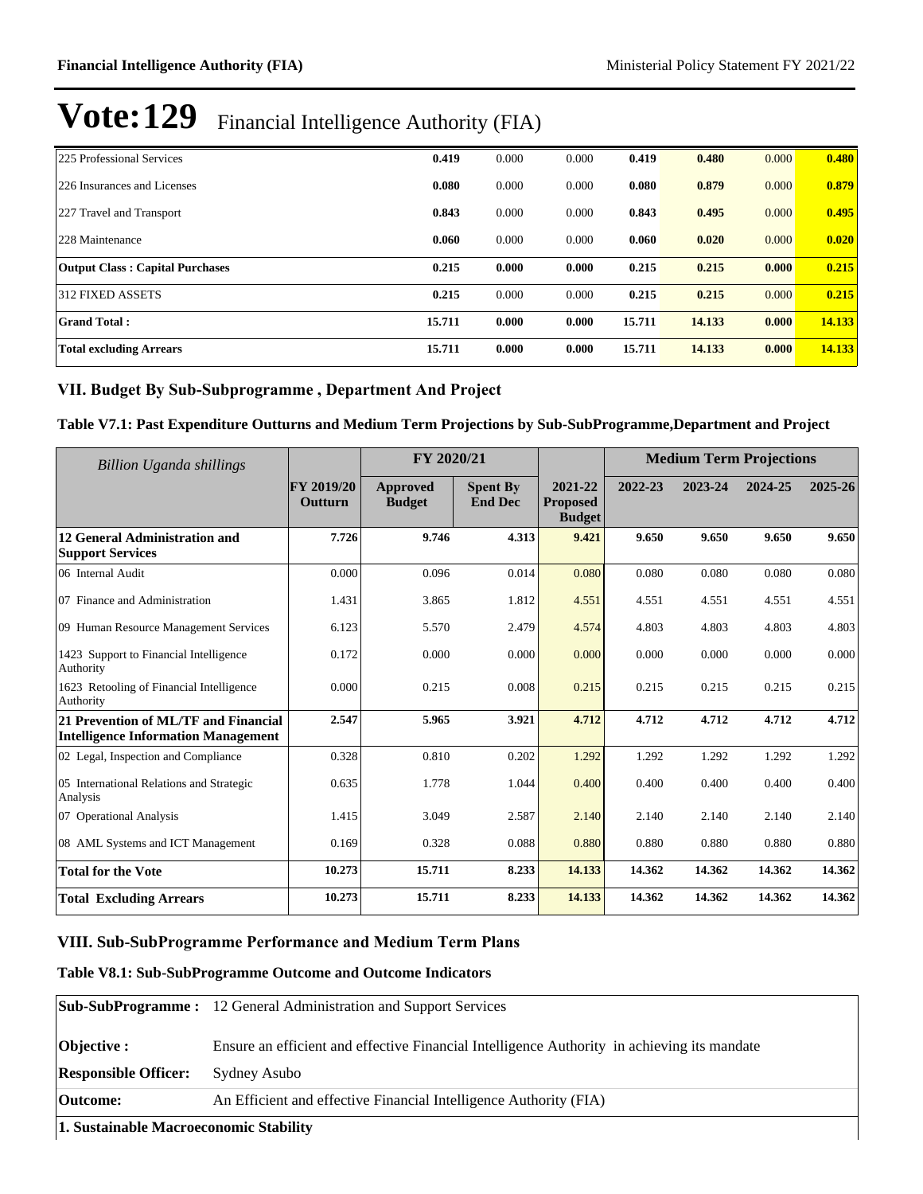# Vote:129 Financial Intelligence Authority (FIA)

| | | | | | | | |
|---|---|---|---|---|---|---|---|
| 225 Professional Services | **0.419** | 0.000 | 0.000 | **0.419** | **0.480** | 0.000 | **0.480** |
| 226 Insurances and Licenses | **0.080** | 0.000 | 0.000 | **0.080** | **0.879** | 0.000 | **0.879** |
| 227 Travel and Transport | **0.843** | 0.000 | 0.000 | **0.843** | **0.495** | 0.000 | **0.495** |
| 228 Maintenance | **0.060** | 0.000 | 0.000 | **0.060** | **0.020** | 0.000 | **0.020** |
| **Output Class : Capital Purchases** | **0.215** | **0.000** | **0.000** | **0.215** | **0.215** | **0.000** | **0.215** |
| 312 FIXED ASSETS | **0.215** | 0.000 | 0.000 | **0.215** | **0.215** | 0.000 | **0.215** |
| **Grand Total :** | **15.711** | **0.000** | **0.000** | **15.711** | **14.133** | **0.000** | **14.133** |
| **Total excluding Arrears** | **15.711** | **0.000** | **0.000** | **15.711** | **14.133** | **0.000** | **14.133** |

## VII. Budget By Sub-Subprogramme , Department And Project

### Table V7.1: Past Expenditure Outturns and Medium Term Projections by Sub-SubProgramme,Department and Project

| *Billion Uganda shillings* | | FY 2020/21 | | | Medium Term Projections | | | |
|---|---|---|---|---|---|---|---|---|
| | **FY 2019/20 Outturn** | **Approved Budget** | **Spent By End Dec** | **2021-22 Proposed Budget** | **2022-23** | **2023-24** | **2024-25** | **2025-26** |
| **12 General Administration and Support Services** | **7.726** | **9.746** | **4.313** | **9.421** | **9.650** | **9.650** | **9.650** | **9.650** |
| 06 Internal Audit | 0.000 | 0.096 | 0.014 | 0.080 | 0.080 | 0.080 | 0.080 | 0.080 |
| 07 Finance and Administration | 1.431 | 3.865 | 1.812 | 4.551 | 4.551 | 4.551 | 4.551 | 4.551 |
| 09 Human Resource Management Services | 6.123 | 5.570 | 2.479 | 4.574 | 4.803 | 4.803 | 4.803 | 4.803 |
| 1423 Support to Financial Intelligence Authority | 0.172 | 0.000 | 0.000 | 0.000 | 0.000 | 0.000 | 0.000 | 0.000 |
| 1623 Retooling of Financial Intelligence Authority | 0.000 | 0.215 | 0.008 | 0.215 | 0.215 | 0.215 | 0.215 | 0.215 |
| **21 Prevention of ML/TF and Financial Intelligence Information Management** | **2.547** | **5.965** | **3.921** | **4.712** | **4.712** | **4.712** | **4.712** | **4.712** |
| 02 Legal, Inspection and Compliance | 0.328 | 0.810 | 0.202 | 1.292 | 1.292 | 1.292 | 1.292 | 1.292 |
| 05 International Relations and Strategic Analysis | 0.635 | 1.778 | 1.044 | 0.400 | 0.400 | 0.400 | 0.400 | 0.400 |
| 07 Operational Analysis | 1.415 | 3.049 | 2.587 | 2.140 | 2.140 | 2.140 | 2.140 | 2.140 |
| 08 AML Systems and ICT Management | 0.169 | 0.328 | 0.088 | 0.880 | 0.880 | 0.880 | 0.880 | 0.880 |
| **Total for the Vote** | **10.273** | **15.711** | **8.233** | **14.133** | **14.362** | **14.362** | **14.362** | **14.362** |
| **Total Excluding Arrears** | **10.273** | **15.711** | **8.233** | **14.133** | **14.362** | **14.362** | **14.362** | **14.362** |

## VIII. Sub-SubProgramme Performance and Medium Term Plans

### Table V8.1: Sub-SubProgramme Outcome and Outcome Indicators

| | |
|---|---|
| **Sub-SubProgramme :** | 12 General Administration and Support Services |
| **Objective :** | Ensure an efficient and effective Financial Intelligence Authority in achieving its mandate |
| **Responsible Officer:** | Sydney Asubo |
| **Outcome:** | An Efficient and effective Financial Intelligence Authority (FIA) |
| **1. Sustainable Macroeconomic Stability** | |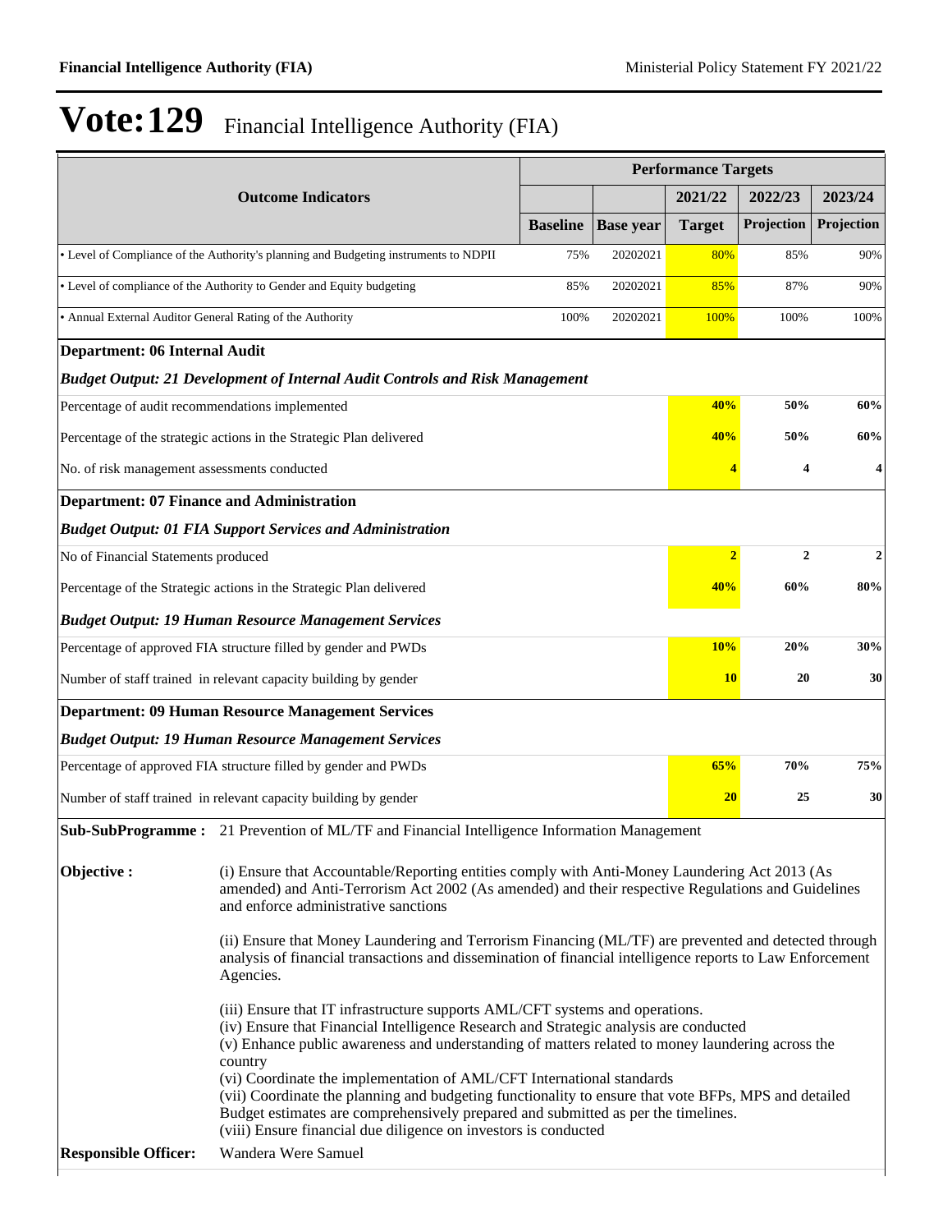# Vote:129 Financial Intelligence Authority (FIA)

| Outcome Indicators | Performance Targets | | | | |
|---|---|---|---|---|---|
| | | | 2021/22 | 2022/23 | 2023/24 |
| | Baseline | Base year | Target | Projection | Projection |
| • Level of Compliance of the Authority's planning and Budgeting instruments to NDPII | 75% | 20202021 | 80% | 85% | 90% |
| • Level of compliance of the Authority to Gender and Equity budgeting | 85% | 20202021 | 85% | 87% | 90% |
| • Annual External Auditor General Rating of the Authority | 100% | 20202021 | 100% | 100% | 100% |
| **Department: 06 Internal Audit** | | | | | |
| ***Budget Output: 21 Development of Internal Audit Controls and Risk Management*** | | | | | |
| Percentage of audit recommendations implemented | | | 40% | 50% | 60% |
| Percentage of the strategic actions in the Strategic Plan delivered | | | 40% | 50% | 60% |
| No. of risk management assessments conducted | | | 4 | 4 | 4 |
| **Department: 07 Finance and Administration** | | | | | |
| ***Budget Output: 01 FIA Support Services and Administration*** | | | | | |
| No of Financial Statements produced | | | 2 | 2 | 2 |
| Percentage of the Strategic actions in the Strategic Plan delivered | | | 40% | 60% | 80% |
| ***Budget Output: 19 Human Resource Management Services*** | | | | | |
| Percentage of approved FIA structure filled by gender and PWDs | | | 10% | 20% | 30% |
| Number of staff trained in relevant capacity building by gender | | | 10 | 20 | 30 |
| **Department: 09 Human Resource Management Services** | | | | | |
| ***Budget Output: 19 Human Resource Management Services*** | | | | | |
| Percentage of approved FIA structure filled by gender and PWDs | | | 65% | 70% | 75% |
| Number of staff trained in relevant capacity building by gender | | | 20 | 25 | 30 |

**Sub-SubProgramme :** 21 Prevention of ML/TF and Financial Intelligence Information Management

**Objective :**

(i) Ensure that Accountable/Reporting entities comply with Anti-Money Laundering Act 2013 (As amended) and Anti-Terrorism Act 2002 (As amended) and their respective Regulations and Guidelines and enforce administrative sanctions

(ii) Ensure that Money Laundering and Terrorism Financing (ML/TF) are prevented and detected through analysis of financial transactions and dissemination of financial intelligence reports to Law Enforcement Agencies.

(iii) Ensure that IT infrastructure supports AML/CFT systems and operations.
(iv) Ensure that Financial Intelligence Research and Strategic analysis are conducted
(v) Enhance public awareness and understanding of matters related to money laundering across the country
(vi) Coordinate the implementation of AML/CFT International standards
(vii) Coordinate the planning and budgeting functionality to ensure that vote BFPs, MPS and detailed Budget estimates are comprehensively prepared and submitted as per the timelines.
(viii) Ensure financial due diligence on investors is conducted

**Responsible Officer:** Wandera Were Samuel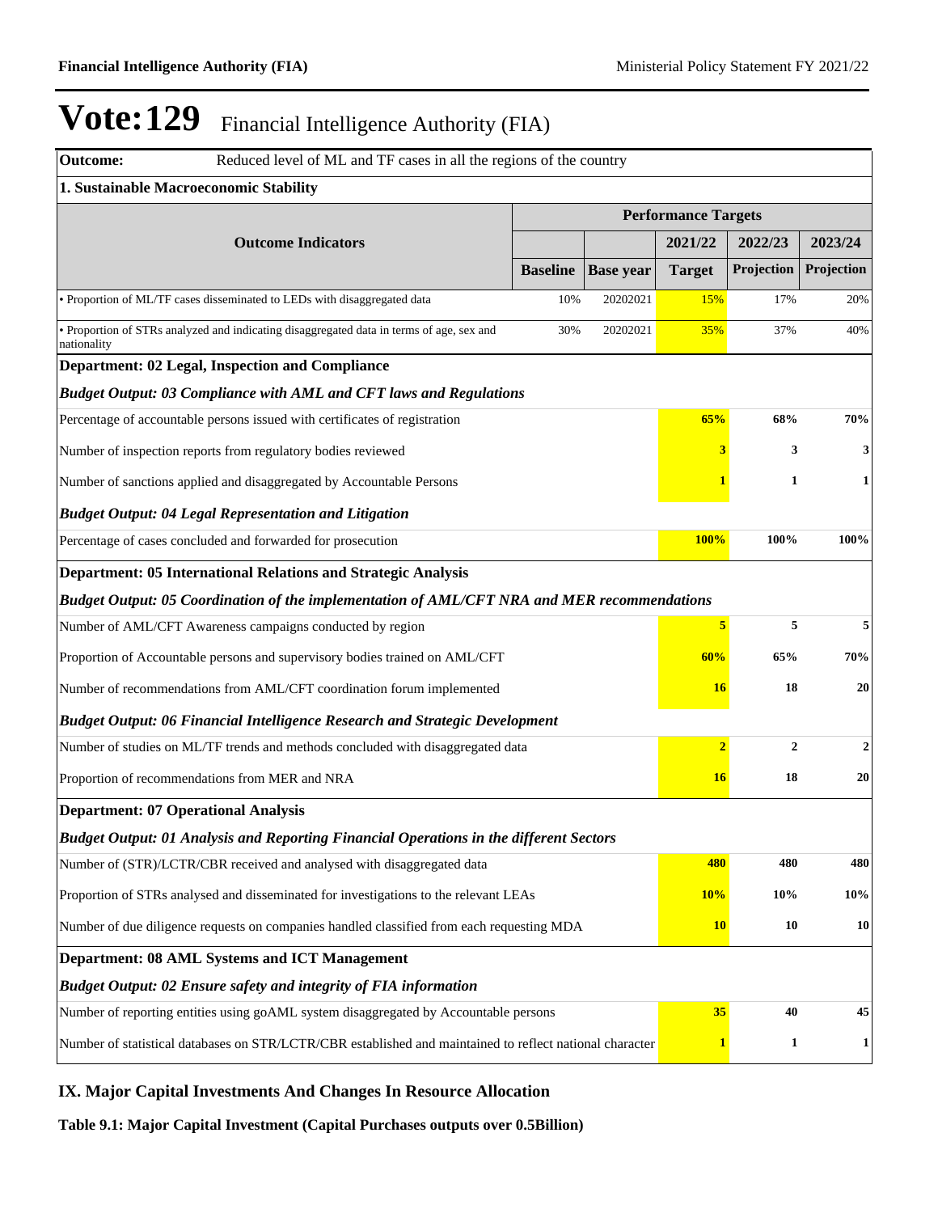# Vote:129 Financial Intelligence Authority (FIA)

| Outcome: | Reduced level of ML and TF cases in all the regions of the country | | | | |
|---|---|---|---|---|---|
| **1. Sustainable Macroeconomic Stability** | | | | | |
| **Outcome Indicators** | **Performance Targets** | | | | |
| | | | **2021/22** | **2022/23** | **2023/24** |
| | **Baseline** | **Base year** | **Target** | **Projection** | **Projection** |
| • Proportion of ML/TF cases disseminated to LEDs with disaggregated data | 10% | 20202021 | 15% | 17% | 20% |
| • Proportion of STRs analyzed and indicating disaggregated data in terms of age, sex and nationality | 30% | 20202021 | 35% | 37% | 40% |
| **Department: 02 Legal, Inspection and Compliance** | | | | | |
| ***Budget Output: 03 Compliance with AML and CFT laws and Regulations*** | | | | | |
| Percentage of accountable persons issued with certificates of registration | | | **65%** | **68%** | **70%** |
| Number of inspection reports from regulatory bodies reviewed | | | **3** | **3** | **3** |
| Number of sanctions applied and disaggregated by Accountable Persons | | | **1** | **1** | **1** |
| ***Budget Output: 04 Legal Representation and Litigation*** | | | | | |
| Percentage of cases concluded and forwarded for prosecution | | | **100%** | **100%** | **100%** |
| **Department: 05 International Relations and Strategic Analysis** | | | | | |
| ***Budget Output: 05 Coordination of the implementation of AML/CFT NRA and MER recommendations*** | | | | | |
| Number of AML/CFT Awareness campaigns conducted by region | | | **5** | **5** | **5** |
| Proportion of Accountable persons and supervisory bodies trained on AML/CFT | | | **60%** | **65%** | **70%** |
| Number of recommendations from AML/CFT coordination forum implemented | | | **16** | **18** | **20** |
| ***Budget Output: 06 Financial Intelligence Research and Strategic Development*** | | | | | |
| Number of studies on ML/TF trends and methods concluded with disaggregated data | | | **2** | **2** | **2** |
| Proportion of recommendations from MER and NRA | | | **16** | **18** | **20** |
| **Department: 07 Operational Analysis** | | | | | |
| ***Budget Output: 01 Analysis and Reporting Financial Operations in the different Sectors*** | | | | | |
| Number of (STR)/LCTR/CBR received and analysed with disaggregated data | | | **480** | **480** | **480** |
| Proportion of STRs analysed and disseminated for investigations to the relevant LEAs | | | **10%** | **10%** | **10%** |
| Number of due diligence requests on companies handled classified from each requesting MDA | | | **10** | **10** | **10** |
| **Department: 08 AML Systems and ICT Management** | | | | | |
| ***Budget Output: 02 Ensure safety and integrity of FIA information*** | | | | | |
| Number of reporting entities using goAML system disaggregated by Accountable persons | | | **35** | **40** | **45** |
| Number of statistical databases on STR/LCTR/CBR established and maintained to reflect national character | | | **1** | **1** | **1** |

## IX. Major Capital Investments And Changes In Resource Allocation

**Table 9.1: Major Capital Investment (Capital Purchases outputs over 0.5Billion)**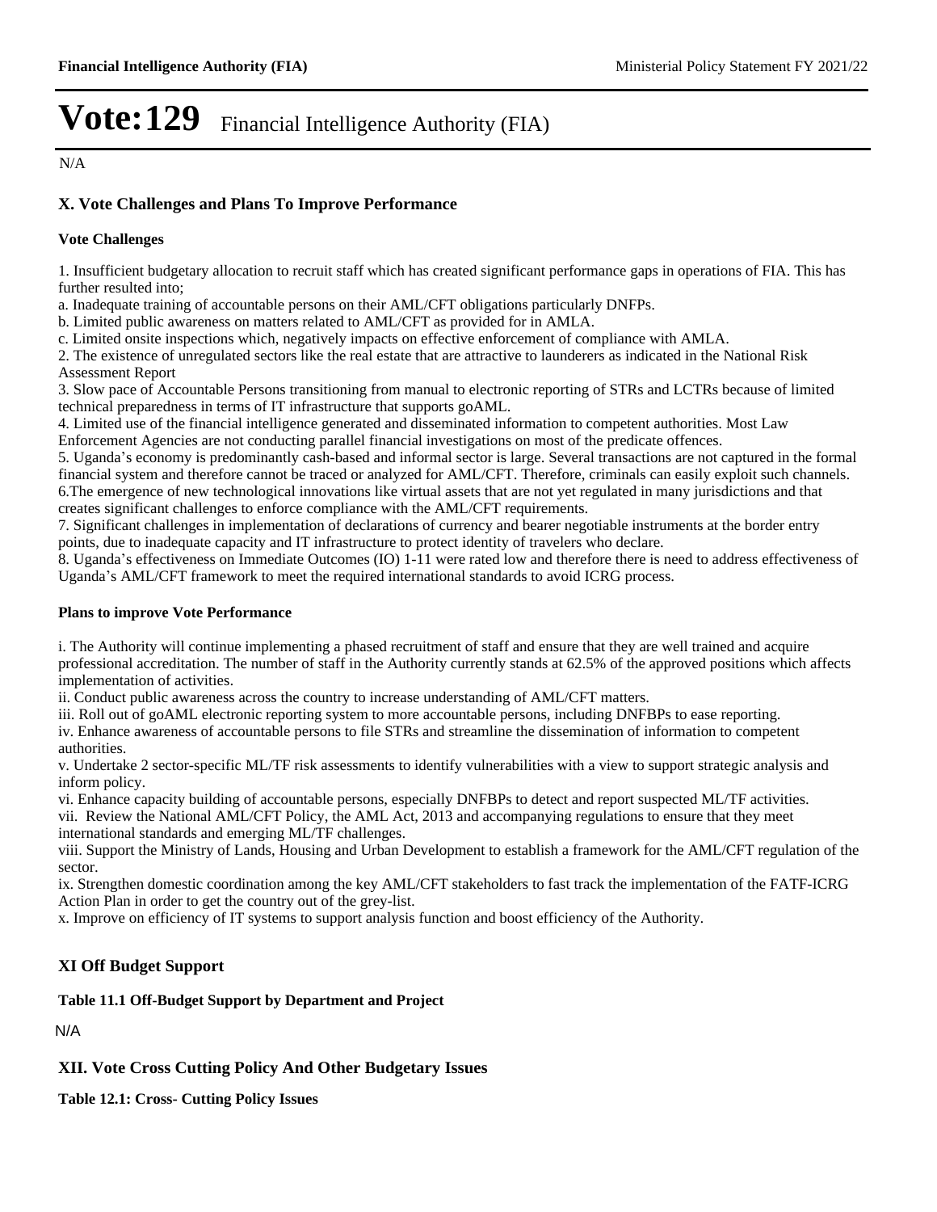# Vote:129 Financial Intelligence Authority (FIA)

N/A

## X. Vote Challenges and Plans To Improve Performance

### Vote Challenges

1. Insufficient budgetary allocation to recruit staff which has created significant performance gaps in operations of FIA. This has further resulted into;
a. Inadequate training of accountable persons on their AML/CFT obligations particularly DNFPs.
b. Limited public awareness on matters related to AML/CFT as provided for in AMLA.
c. Limited onsite inspections which, negatively impacts on effective enforcement of compliance with AMLA.
2. The existence of unregulated sectors like the real estate that are attractive to launderers as indicated in the National Risk Assessment Report
3. Slow pace of Accountable Persons transitioning from manual to electronic reporting of STRs and LCTRs because of limited technical preparedness in terms of IT infrastructure that supports goAML.
4. Limited use of the financial intelligence generated and disseminated information to competent authorities. Most Law Enforcement Agencies are not conducting parallel financial investigations on most of the predicate offences.
5. Uganda's economy is predominantly cash-based and informal sector is large. Several transactions are not captured in the formal financial system and therefore cannot be traced or analyzed for AML/CFT. Therefore, criminals can easily exploit such channels.
6.The emergence of new technological innovations like virtual assets that are not yet regulated in many jurisdictions and that creates significant challenges to enforce compliance with the AML/CFT requirements.
7. Significant challenges in implementation of declarations of currency and bearer negotiable instruments at the border entry points, due to inadequate capacity and IT infrastructure to protect identity of travelers who declare.
8. Uganda's effectiveness on Immediate Outcomes (IO) 1-11 were rated low and therefore there is need to address effectiveness of Uganda's AML/CFT framework to meet the required international standards to avoid ICRG process.

### Plans to improve Vote Performance

i. The Authority will continue implementing a phased recruitment of staff and ensure that they are well trained and acquire professional accreditation. The number of staff in the Authority currently stands at 62.5% of the approved positions which affects implementation of activities.
ii. Conduct public awareness across the country to increase understanding of AML/CFT matters.
iii. Roll out of goAML electronic reporting system to more accountable persons, including DNFBPs to ease reporting.
iv. Enhance awareness of accountable persons to file STRs and streamline the dissemination of information to competent authorities.
v. Undertake 2 sector-specific ML/TF risk assessments to identify vulnerabilities with a view to support strategic analysis and inform policy.
vi. Enhance capacity building of accountable persons, especially DNFBPs to detect and report suspected ML/TF activities.
vii. Review the National AML/CFT Policy, the AML Act, 2013 and accompanying regulations to ensure that they meet international standards and emerging ML/TF challenges.
viii. Support the Ministry of Lands, Housing and Urban Development to establish a framework for the AML/CFT regulation of the sector.
ix. Strengthen domestic coordination among the key AML/CFT stakeholders to fast track the implementation of the FATF-ICRG Action Plan in order to get the country out of the grey-list.
x. Improve on efficiency of IT systems to support analysis function and boost efficiency of the Authority.

## XI Off Budget Support

### Table 11.1 Off-Budget Support by Department and Project

N/A

## XII. Vote Cross Cutting Policy And Other Budgetary Issues

### Table 12.1: Cross- Cutting Policy Issues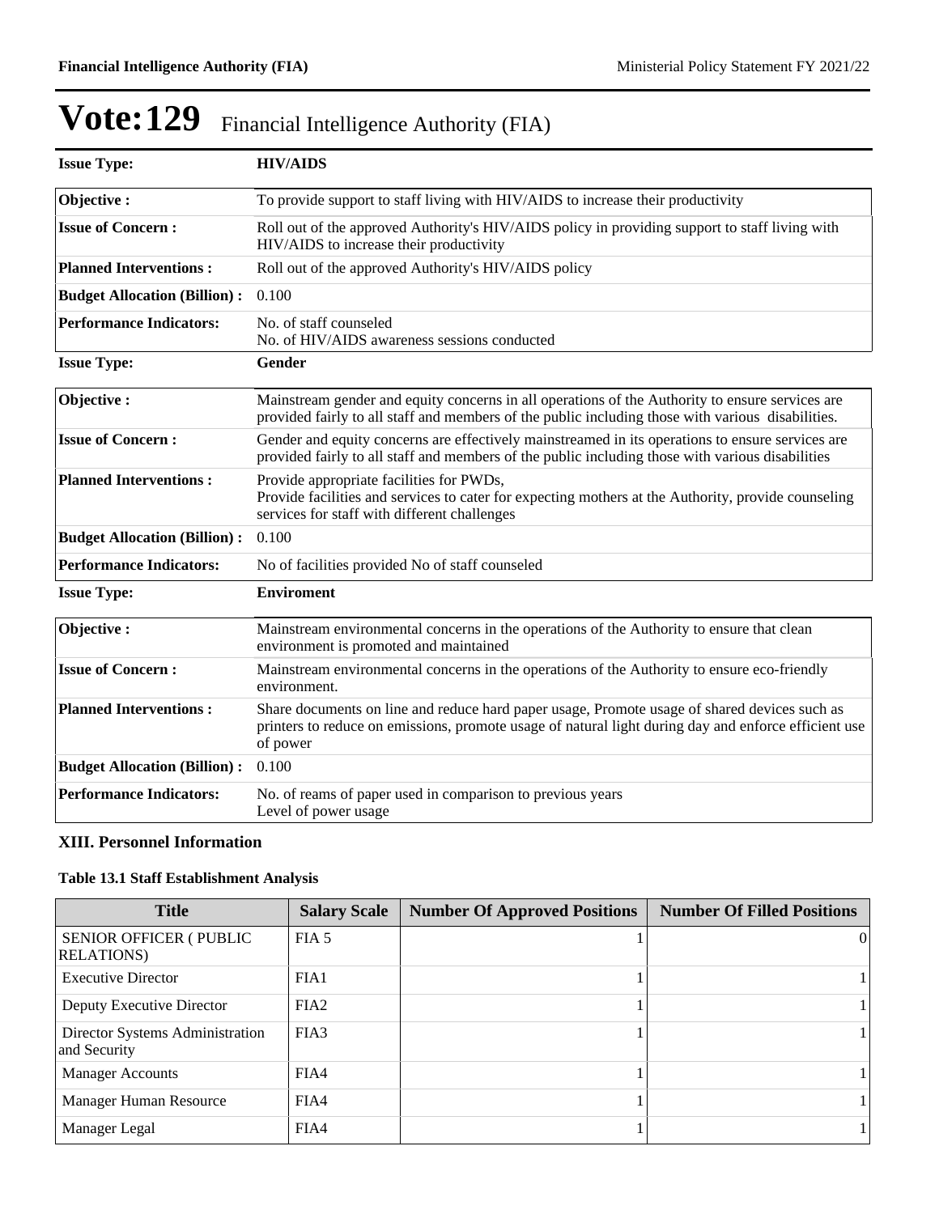# Vote:129 Financial Intelligence Authority (FIA)

| **Issue Type:** | **HIV/AIDS** |
|---|---|
| **Objective :** | To provide support to staff living with HIV/AIDS to increase their productivity |
| **Issue of Concern :** | Roll out of the approved Authority's HIV/AIDS policy in providing support to staff living with HIV/AIDS to increase their productivity |
| **Planned Interventions :** | Roll out of the approved Authority's HIV/AIDS policy |
| **Budget Allocation (Billion) :** | 0.100 |
| **Performance Indicators:** | No. of staff counseled<br>No. of HIV/AIDS awareness sessions conducted |

| **Issue Type:** | **Gender** |
|---|---|
| **Objective :** | Mainstream gender and equity concerns in all operations of the Authority to ensure services are provided fairly to all staff and members of the public including those with various disabilities. |
| **Issue of Concern :** | Gender and equity concerns are effectively mainstreamed in its operations to ensure services are provided fairly to all staff and members of the public including those with various disabilities |
| **Planned Interventions :** | Provide appropriate facilities for PWDs,<br>Provide facilities and services to cater for expecting mothers at the Authority, provide counseling services for staff with different challenges |
| **Budget Allocation (Billion) :** | 0.100 |
| **Performance Indicators:** | No of facilities provided No of staff counseled |

| **Issue Type:** | **Enviroment** |
|---|---|
| **Objective :** | Mainstream environmental concerns in the operations of the Authority to ensure that clean environment is promoted and maintained |
| **Issue of Concern :** | Mainstream environmental concerns in the operations of the Authority to ensure eco-friendly environment. |
| **Planned Interventions :** | Share documents on line and reduce hard paper usage, Promote usage of shared devices such as printers to reduce on emissions, promote usage of natural light during day and enforce efficient use of power |
| **Budget Allocation (Billion) :** | 0.100 |
| **Performance Indicators:** | No. of reams of paper used in comparison to previous years<br>Level of power usage |

## XIII. Personnel Information

### Table 13.1 Staff Establishment Analysis

| Title | Salary Scale | Number Of Approved Positions | Number Of Filled Positions |
|---|---|---|---|
| SENIOR OFFICER ( PUBLIC RELATIONS) | FIA 5 | 1 | 0 |
| Executive Director | FIA1 | 1 | 1 |
| Deputy Executive Director | FIA2 | 1 | 1 |
| Director Systems Administration and Security | FIA3 | 1 | 1 |
| Manager Accounts | FIA4 | 1 | 1 |
| Manager Human Resource | FIA4 | 1 | 1 |
| Manager Legal | FIA4 | 1 | 1 |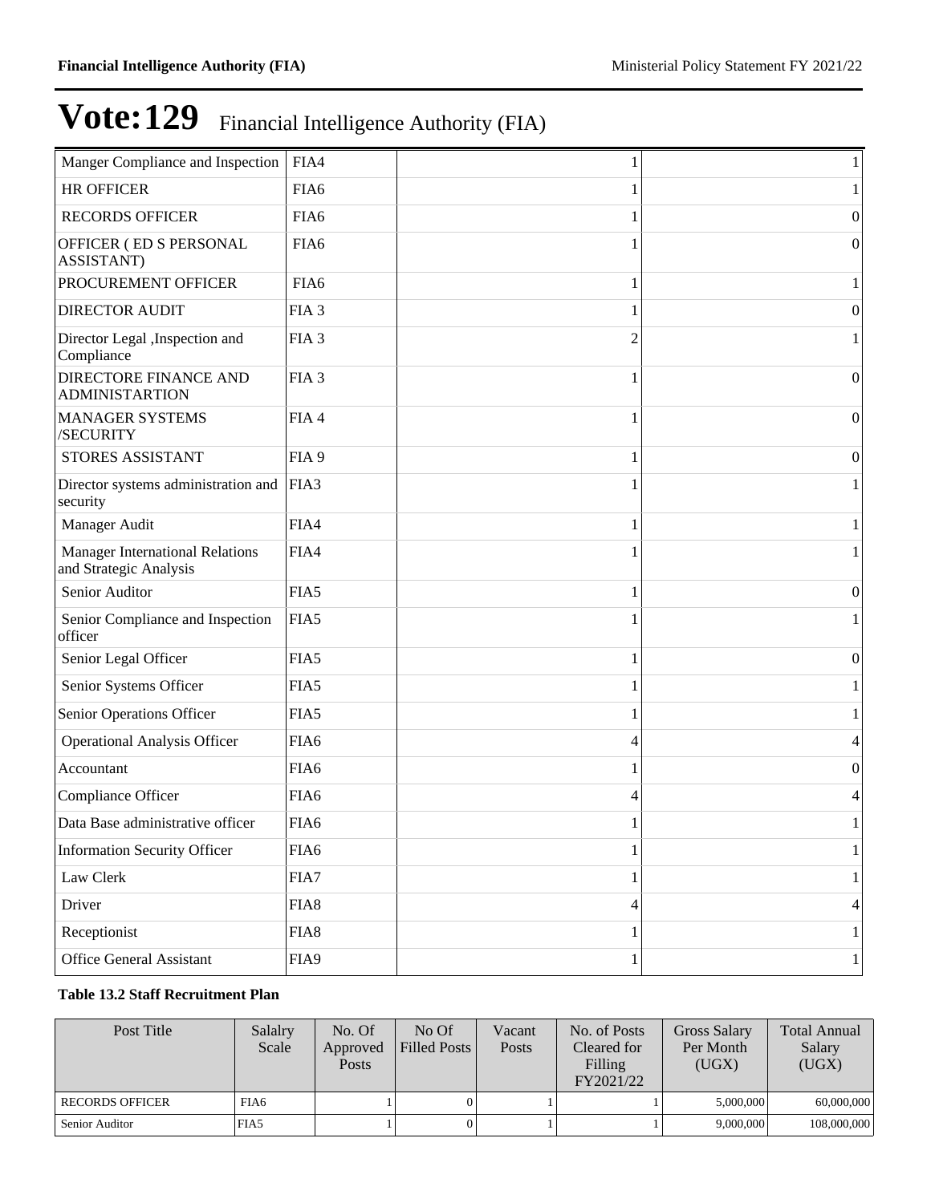# Vote:129 Financial Intelligence Authority (FIA)

| | | | |
|---|---|---|---|
| Manger Compliance and Inspection | FIA4 | 1 | 1 |
| HR OFFICER | FIA6 | 1 | 1 |
| RECORDS OFFICER | FIA6 | 1 | 0 |
| OFFICER ( ED S PERSONAL ASSISTANT) | FIA6 | 1 | 0 |
| PROCUREMENT OFFICER | FIA6 | 1 | 1 |
| DIRECTOR AUDIT | FIA 3 | 1 | 0 |
| Director Legal ,Inspection and Compliance | FIA 3 | 2 | 1 |
| DIRECTORE FINANCE AND ADMINISTARTION | FIA 3 | 1 | 0 |
| MANAGER SYSTEMS /SECURITY | FIA 4 | 1 | 0 |
| STORES ASSISTANT | FIA 9 | 1 | 0 |
| Director systems administration and security | FIA3 | 1 | 1 |
| Manager Audit | FIA4 | 1 | 1 |
| Manager International Relations and Strategic Analysis | FIA4 | 1 | 1 |
| Senior Auditor | FIA5 | 1 | 0 |
| Senior Compliance and Inspection officer | FIA5 | 1 | 1 |
| Senior Legal Officer | FIA5 | 1 | 0 |
| Senior Systems Officer | FIA5 | 1 | 1 |
| Senior Operations Officer | FIA5 | 1 | 1 |
| Operational Analysis Officer | FIA6 | 4 | 4 |
| Accountant | FIA6 | 1 | 0 |
| Compliance Officer | FIA6 | 4 | 4 |
| Data Base administrative officer | FIA6 | 1 | 1 |
| Information Security Officer | FIA6 | 1 | 1 |
| Law Clerk | FIA7 | 1 | 1 |
| Driver | FIA8 | 4 | 4 |
| Receptionist | FIA8 | 1 | 1 |
| Office General Assistant | FIA9 | 1 | 1 |

**Table 13.2 Staff Recruitment Plan**

| Post Title | Salalry Scale | No. Of Approved Posts | No Of Filled Posts | Vacant Posts | No. of Posts Cleared for Filling FY2021/22 | Gross Salary Per Month (UGX) | Total Annual Salary (UGX) |
|---|---|---|---|---|---|---|---|
| RECORDS OFFICER | FIA6 | 1 | 0 | 1 | 1 | 5,000,000 | 60,000,000 |
| Senior Auditor | FIA5 | 1 | 0 | 1 | 1 | 9,000,000 | 108,000,000 |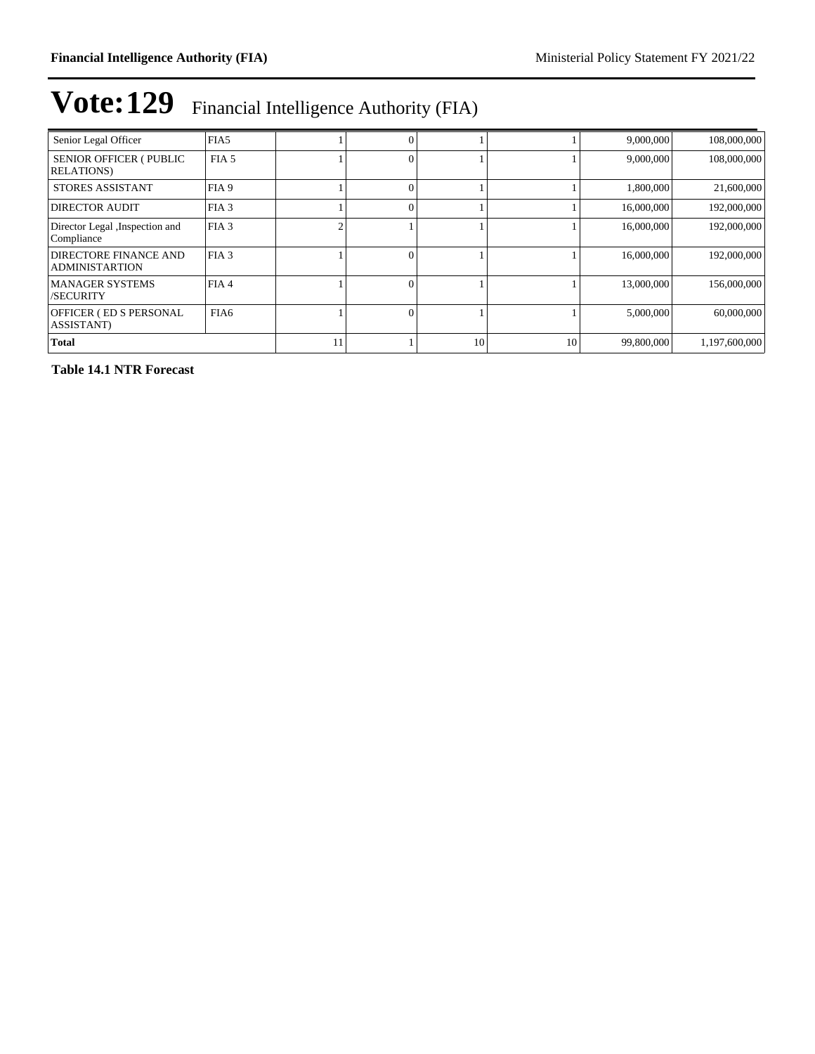# Vote:129 Financial Intelligence Authority (FIA)

| | | | | | | | |
|---|---|---|---|---|---|---|---|
| Senior Legal Officer | FIA5 | 1 | 0 | 1 | 1 | 9,000,000 | 108,000,000 |
| SENIOR OFFICER ( PUBLIC RELATIONS) | FIA 5 | 1 | 0 | 1 | 1 | 9,000,000 | 108,000,000 |
| STORES ASSISTANT | FIA 9 | 1 | 0 | 1 | 1 | 1,800,000 | 21,600,000 |
| DIRECTOR AUDIT | FIA 3 | 1 | 0 | 1 | 1 | 16,000,000 | 192,000,000 |
| Director Legal ,Inspection and Compliance | FIA 3 | 2 | 1 | 1 | 1 | 16,000,000 | 192,000,000 |
| DIRECTORE FINANCE AND ADMINISTARTION | FIA 3 | 1 | 0 | 1 | 1 | 16,000,000 | 192,000,000 |
| MANAGER SYSTEMS /SECURITY | FIA 4 | 1 | 0 | 1 | 1 | 13,000,000 | 156,000,000 |
| OFFICER ( ED S PERSONAL ASSISTANT) | FIA6 | 1 | 0 | 1 | 1 | 5,000,000 | 60,000,000 |
| **Total** | | 11 | 1 | 10 | 10 | 99,800,000 | 1,197,600,000 |

**Table 14.1 NTR Forecast**